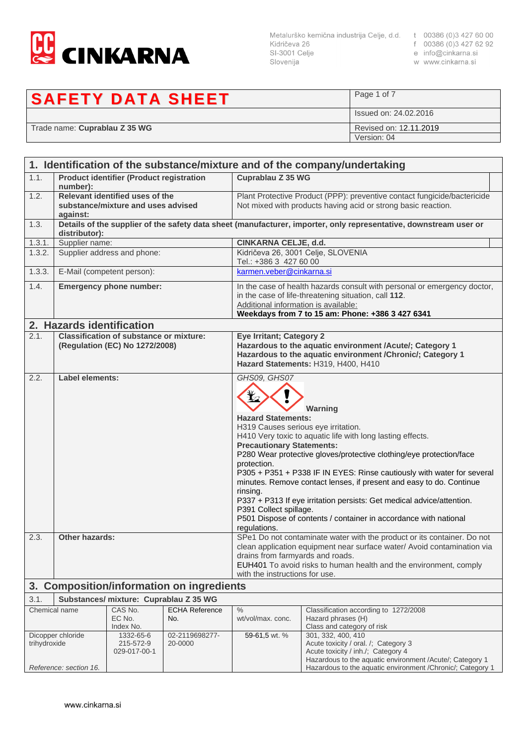**CINKARNA**

Metalurško kemična industrija Celje, d.d.
Kidričeva 26
SI-3001 Celje
Slovenija

t 00386 (0)3 427 60 00
f 00386 (0)3 427 62 92
e info@cinkarna.si
w www.cinkarna.si

| **SAFETY DATA SHEET** | Page 1 of 7 |
|---|---|
| | Issued on: 24.02.2016 |
| Trade name: **Cuprablau Z 35 WG** | Revised on: 12.11.2019<br>Version: 04 |

## 1. Identification of the substance/mixture and of the company/undertaking

| | | |
|---|---|---|
| 1.1. | **Product identifier (Product registration number):** | **Cuprablau Z 35 WG** |
| 1.2. | **Relevant identified uses of the substance/mixture and uses advised against:** | Plant Protective Product (PPP): preventive contact fungicide/bactericide<br>Not mixed with products having acid or strong basic reaction. |
| 1.3. | **Details of the supplier of the safety data sheet (manufacturer, importer, only representative, downstream user or distributor):** | |
| 1.3.1. | Supplier name: | **CINKARNA CELJE, d.d.** |
| 1.3.2. | Supplier address and phone: | Kidričeva 26, 3001 Celje, SLOVENIA<br>Tel.: +386 3 427 60 00 |
| 1.3.3. | E-Mail (competent person): | karmen.veber@cinkarna.si |
| 1.4. | **Emergency phone number:** | In the case of health hazards consult with personal or emergency doctor, in the case of life-threatening situation, call **112**.<br>Additional information is available:<br>**Weekdays from 7 to 15 am: Phone: +386 3 427 6341** |

## 2. Hazards identification

| | | |
|---|---|---|
| 2.1. | **Classification of substance or mixture: (Regulation (EC) No 1272/2008)** | **Eye Irritant; Category 2**<br>**Hazardous to the aquatic environment /Acute/; Category 1**<br>**Hazardous to the aquatic environment /Chronic/; Category 1**<br>**Hazard Statements:** H319, H400, H410 |
| 2.2. | **Label elements:** | *GHS09, GHS07*<br>**Warning**<br>**Hazard Statements:**<br>H319 Causes serious eye irritation.<br>H410 Very toxic to aquatic life with long lasting effects.<br>**Precautionary Statements:**<br>P280 Wear protective gloves/protective clothing/eye protection/face protection.<br>P305 + P351 + P338 IF IN EYES: Rinse cautiously with water for several minutes. Remove contact lenses, if present and easy to do. Continue rinsing.<br>P337 + P313 If eye irritation persists: Get medical advice/attention.<br>P391 Collect spillage.<br>P501 Dispose of contents / container in accordance with national regulations. |
| 2.3. | **Other hazards:** | SPe1 Do not contaminate water with the product or its container. Do not clean application equipment near surface water/ Avoid contamination via drains from farmyards and roads.<br>EUH401 To avoid risks to human health and the environment, comply with the instructions for use. |

## 3. Composition/information on ingredients

3.1. **Substances/ mixture: Cuprablau Z 35 WG**

| Chemical name | CAS No.<br>EC No.<br>Index No. | ECHA Reference No. | %<br>wt/vol/max. conc. | Classification according to 1272/2008<br>Hazard phrases (H)<br>Class and category of risk |
|---|---|---|---|---|
| Dicopper chloride trihydroxide<br><br>*Reference: section 16.* | 1332-65-6<br>215-572-9<br>029-017-00-1 | 02-2119698277-20-0000 | 59-61,5 wt. % | 301, 332, 400, 410<br>Acute toxicity / oral. /; Category 3<br>Acute toxicity / inh./; Category 4<br>Hazardous to the aquatic environment /Acute/; Category 1<br>Hazardous to the aquatic environment /Chronic/; Category 1 |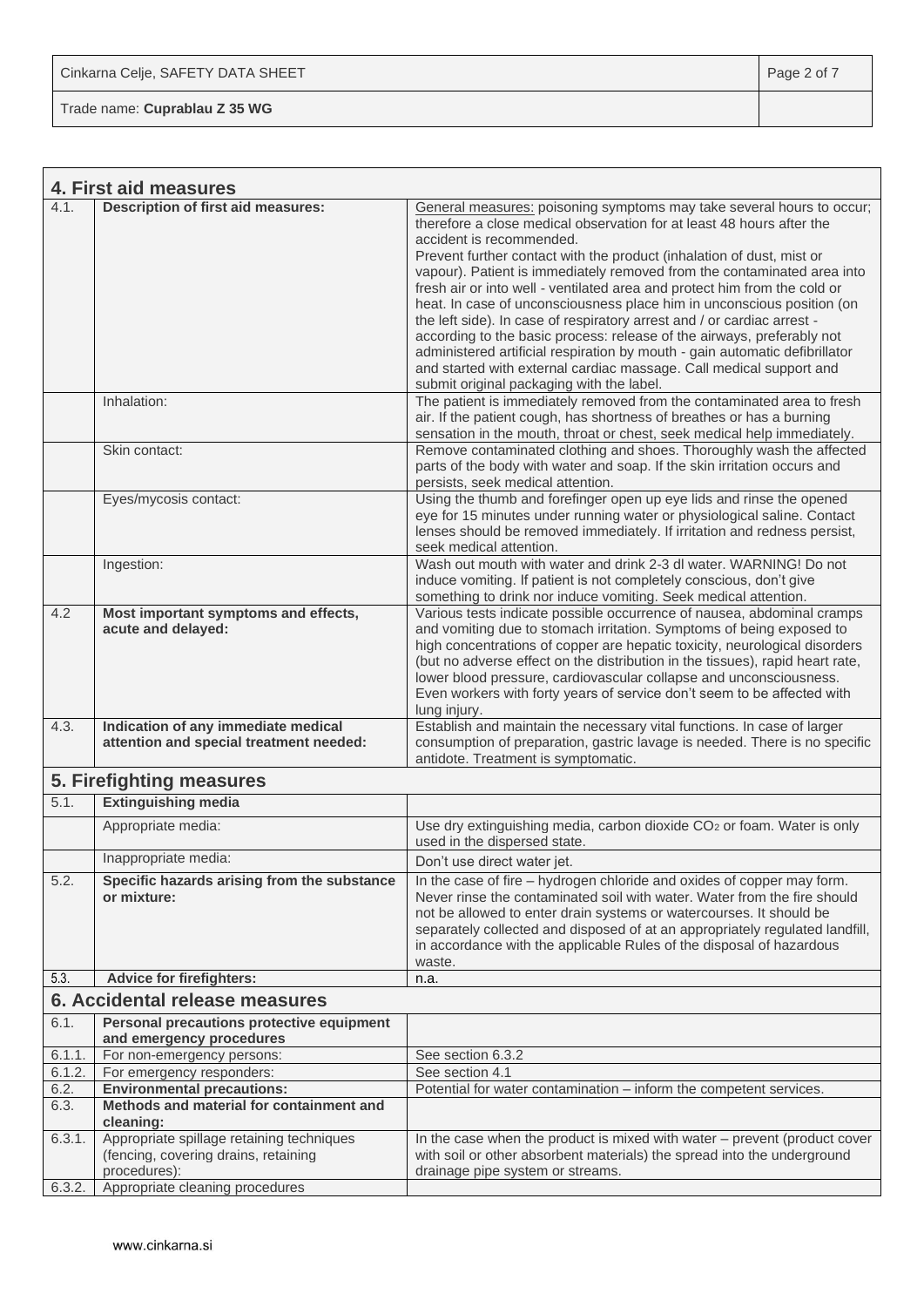| 4. First aid measures | | |
|---|---|---|
| 4.1. | **Description of first aid measures:** | General measures: poisoning symptoms may take several hours to occur; therefore a close medical observation for at least 48 hours after the accident is recommended. Prevent further contact with the product (inhalation of dust, mist or vapour). Patient is immediately removed from the contaminated area into fresh air or into well - ventilated area and protect him from the cold or heat. In case of unconsciousness place him in unconscious position (on the left side). In case of respiratory arrest and / or cardiac arrest - according to the basic process: release of the airways, preferably not administered artificial respiration by mouth - gain automatic defibrillator and started with external cardiac massage. Call medical support and submit original packaging with the label. |
| | Inhalation: | The patient is immediately removed from the contaminated area to fresh air. If the patient cough, has shortness of breathes or has a burning sensation in the mouth, throat or chest, seek medical help immediately. |
| | Skin contact: | Remove contaminated clothing and shoes. Thoroughly wash the affected parts of the body with water and soap. If the skin irritation occurs and persists, seek medical attention. |
| | Eyes/mycosis contact: | Using the thumb and forefinger open up eye lids and rinse the opened eye for 15 minutes under running water or physiological saline. Contact lenses should be removed immediately. If irritation and redness persist, seek medical attention. |
| | Ingestion: | Wash out mouth with water and drink 2-3 dl water. WARNING! Do not induce vomiting. If patient is not completely conscious, don't give something to drink nor induce vomiting. Seek medical attention. |
| 4.2 | **Most important symptoms and effects, acute and delayed:** | Various tests indicate possible occurrence of nausea, abdominal cramps and vomiting due to stomach irritation. Symptoms of being exposed to high concentrations of copper are hepatic toxicity, neurological disorders (but no adverse effect on the distribution in the tissues), rapid heart rate, lower blood pressure, cardiovascular collapse and unconsciousness. Even workers with forty years of service don't seem to be affected with lung injury. |
| 4.3. | **Indication of any immediate medical attention and special treatment needed:** | Establish and maintain the necessary vital functions. In case of larger consumption of preparation, gastric lavage is needed. There is no specific antidote. Treatment is symptomatic. |
| **5. Firefighting measures** | | |
| 5.1. | **Extinguishing media** | |
| | Appropriate media: | Use dry extinguishing media, carbon dioxide $CO_2$ or foam. Water is only used in the dispersed state. |
| | Inappropriate media: | Don't use direct water jet. |
| 5.2. | **Specific hazards arising from the substance or mixture:** | In the case of fire – hydrogen chloride and oxides of copper may form. Never rinse the contaminated soil with water. Water from the fire should not be allowed to enter drain systems or watercourses. It should be separately collected and disposed of at an appropriately regulated landfill, in accordance with the applicable Rules of the disposal of hazardous waste. |
| 5.3. | **Advice for firefighters:** | n.a. |
| **6. Accidental release measures** | | |
| 6.1. | **Personal precautions protective equipment and emergency procedures** | |
| 6.1.1. | For non-emergency persons: | See section 6.3.2 |
| 6.1.2. | For emergency responders: | See section 4.1 |
| 6.2. | **Environmental precautions:** | Potential for water contamination – inform the competent services. |
| 6.3. | **Methods and material for containment and cleaning:** | |
| 6.3.1. | Appropriate spillage retaining techniques (fencing, covering drains, retaining procedures): | In the case when the product is mixed with water – prevent (product cover with soil or other absorbent materials) the spread into the underground drainage pipe system or streams. |
| 6.3.2. | Appropriate cleaning procedures | |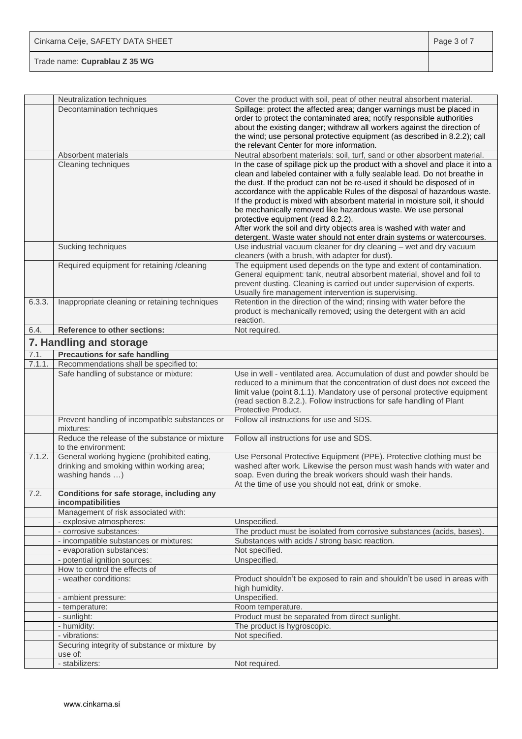| | | |
|---|---|---|
| | Neutralization techniques | Cover the product with soil, peat of other neutral absorbent material. |
| | Decontamination techniques | Spillage: protect the affected area; danger warnings must be placed in order to protect the contaminated area; notify responsible authorities about the existing danger; withdraw all workers against the direction of the wind; use personal protective equipment (as described in 8.2.2); call the relevant Center for more information. |
| | Absorbent materials | Neutral absorbent materials: soil, turf, sand or other absorbent material. |
| | Cleaning techniques | In the case of spillage pick up the product with a shovel and place it into a clean and labeled container with a fully sealable lead. Do not breathe in the dust. If the product can not be re-used it should be disposed of in accordance with the applicable Rules of the disposal of hazardous waste. If the product is mixed with absorbent material in moisture soil, it should be mechanically removed like hazardous waste. We use personal protective equipment (read 8.2.2).<br>After work the soil and dirty objects area is washed with water and detergent. Waste water should not enter drain systems or watercourses. |
| | Sucking techniques | Use industrial vacuum cleaner for dry cleaning – wet and dry vacuum cleaners (with a brush, with adapter for dust). |
| | Required equipment for retaining /cleaning | The equipment used depends on the type and extent of contamination. General equipment: tank, neutral absorbent material, shovel and foil to prevent dusting. Cleaning is carried out under supervision of experts. Usually fire management intervention is supervising. |
| 6.3.3. | Inappropriate cleaning or retaining techniques | Retention in the direction of the wind; rinsing with water before the product is mechanically removed; using the detergent with an acid reaction. |
| 6.4. | **Reference to other sections:** | Not required. |

## 7. Handling and storage

| | | |
|---|---|---|
| 7.1. | **Precautions for safe handling** | |
| 7.1.1. | Recommendations shall be specified to: | |
| | Safe handling of substance or mixture: | Use in well - ventilated area. Accumulation of dust and powder should be reduced to a minimum that the concentration of dust does not exceed the limit value (point 8.1.1). Mandatory use of personal protective equipment (read section 8.2.2.). Follow instructions for safe handling of Plant Protective Product. |
| | Prevent handling of incompatible substances or mixtures: | Follow all instructions for use and SDS. |
| | Reduce the release of the substance or mixture to the environment: | Follow all instructions for use and SDS. |
| 7.1.2. | General working hygiene (prohibited eating, drinking and smoking within working area; washing hands …) | Use Personal Protective Equipment (PPE). Protective clothing must be washed after work. Likewise the person must wash hands with water and soap. Even during the break workers should wash their hands.<br>At the time of use you should not eat, drink or smoke. |
| 7.2. | **Conditions for safe storage, including any incompatibilities** | |
| | Management of risk associated with: | |
| | - explosive atmospheres: | Unspecified. |
| | - corrosive substances: | The product must be isolated from corrosive substances (acids, bases). |
| | - incompatible substances or mixtures: | Substances with acids / strong basic reaction. |
| | - evaporation substances: | Not specified. |
| | - potential ignition sources: | Unspecified. |
| | How to control the effects of | |
| | - weather conditions: | Product shouldn't be exposed to rain and shouldn't be used in areas with high humidity. |
| | - ambient pressure: | Unspecified. |
| | - temperature: | Room temperature. |
| | - sunlight: | Product must be separated from direct sunlight. |
| | - humidity: | The product is hygroscopic. |
| | - vibrations: | Not specified. |
| | Securing integrity of substance or mixture by use of: | |
| | - stabilizers: | Not required. |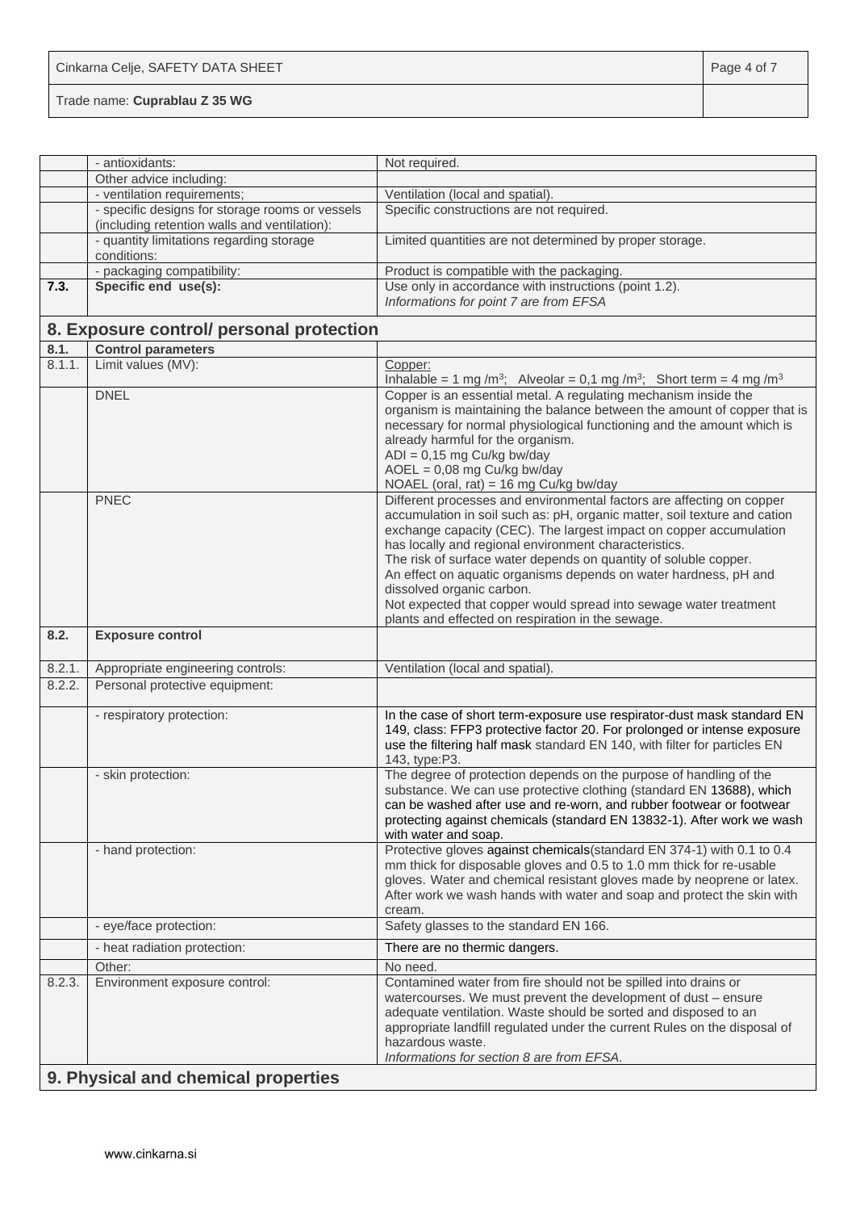| | | |
|---|---|---|
| | - antioxidants: | Not required. |
| | Other advice including: | |
| | - ventilation requirements; | Ventilation (local and spatial). |
| | - specific designs for storage rooms or vessels (including retention walls and ventilation): | Specific constructions are not required. |
| | - quantity limitations regarding storage conditions: | Limited quantities are not determined by proper storage. |
| | - packaging compatibility: | Product is compatible with the packaging. |
| **7.3.** | **Specific end use(s):** | Use only in accordance with instructions (point 1.2).<br>*Informations for point 7 are from EFSA* |

## 8. Exposure control/ personal protection

| | | |
|---|---|---|
| **8.1.** | **Control parameters** | |
| 8.1.1. | Limit values (MV): | Copper:<br>Inhalable = 1 mg /m$^3$; Alveolar = 0,1 mg /m$^3$; Short term = 4 mg /m$^3$ |
| | DNEL | Copper is an essential metal. A regulating mechanism inside the organism is maintaining the balance between the amount of copper that is necessary for normal physiological functioning and the amount which is already harmful for the organism.<br>ADI = 0,15 mg Cu/kg bw/day<br>AOEL = 0,08 mg Cu/kg bw/day<br>NOAEL (oral, rat) = 16 mg Cu/kg bw/day |
| | PNEC | Different processes and environmental factors are affecting on copper accumulation in soil such as: pH, organic matter, soil texture and cation exchange capacity (CEC). The largest impact on copper accumulation has locally and regional environment characteristics.<br>The risk of surface water depends on quantity of soluble copper.<br>An effect on aquatic organisms depends on water hardness, pH and dissolved organic carbon.<br>Not expected that copper would spread into sewage water treatment plants and effected on respiration in the sewage. |
| **8.2.** | **Exposure control** | |
| 8.2.1. | Appropriate engineering controls: | Ventilation (local and spatial). |
| 8.2.2. | Personal protective equipment: | |
| | - respiratory protection: | In the case of short term-exposure use respirator-dust mask standard EN 149, class: FFP3 protective factor 20. For prolonged or intense exposure use the filtering half mask standard EN 140, with filter for particles EN 143, type:P3. |
| | - skin protection: | The degree of protection depends on the purpose of handling of the substance. We can use protective clothing (standard EN 13688), which can be washed after use and re-worn, and rubber footwear or footwear protecting against chemicals (standard EN 13832-1). After work we wash with water and soap. |
| | - hand protection: | Protective gloves against chemicals(standard EN 374-1) with 0.1 to 0.4 mm thick for disposable gloves and 0.5 to 1.0 mm thick for re-usable gloves. Water and chemical resistant gloves made by neoprene or latex. After work we wash hands with water and soap and protect the skin with cream. |
| | - eye/face protection: | Safety glasses to the standard EN 166. |
| | - heat radiation protection: | There are no thermic dangers. |
| | Other: | No need. |
| 8.2.3. | Environment exposure control: | Contamined water from fire should not be spilled into drains or watercourses. We must prevent the development of dust – ensure adequate ventilation. Waste should be sorted and disposed to an appropriate landfill regulated under the current Rules on the disposal of hazardous waste.<br>*Informations for section 8 are from EFSA.* |

## 9. Physical and chemical properties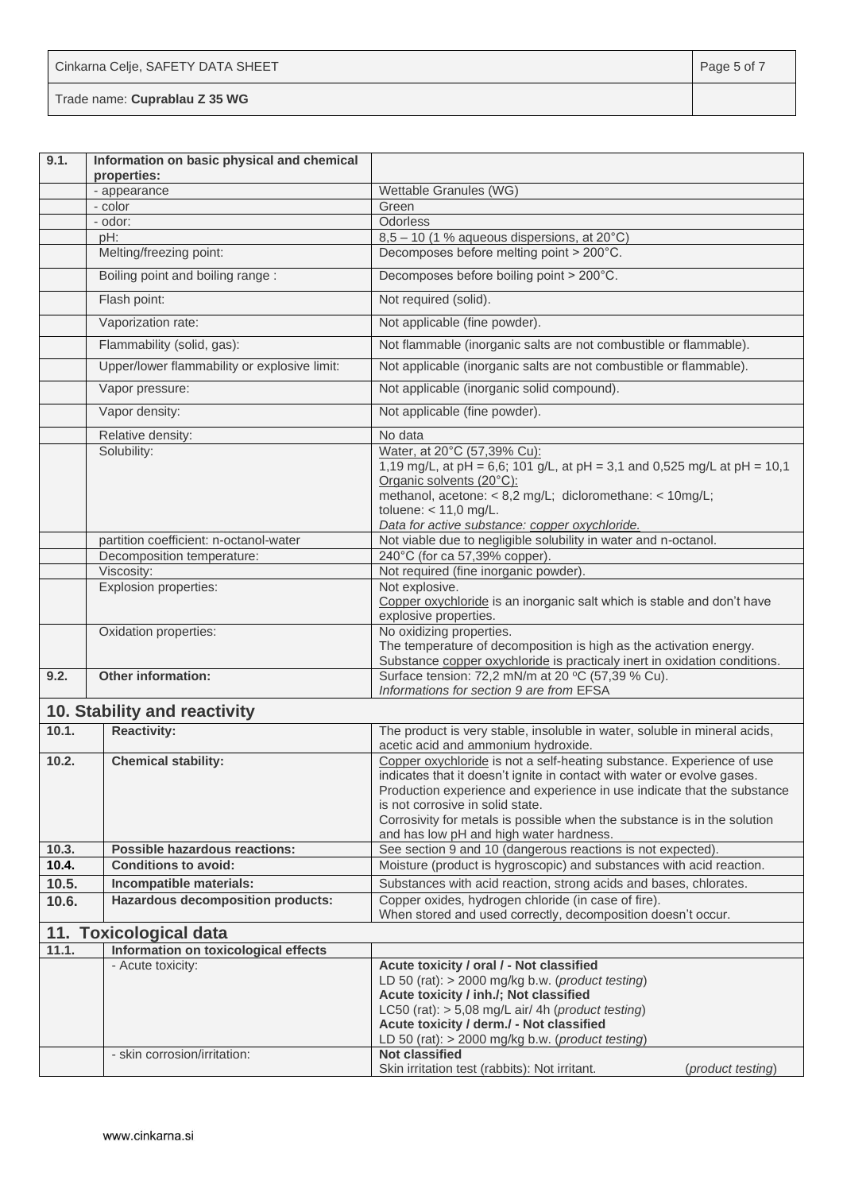| 9.1. | Information on basic physical and chemical properties: | |
|---|---|---|
| | - appearance | Wettable Granules (WG) |
| | - color | Green |
| | - odor: | Odorless |
| | pH: | 8,5 – 10 (1 % aqueous dispersions, at 20°C) |
| | Melting/freezing point: | Decomposes before melting point > 200°C. |
| | Boiling point and boiling range : | Decomposes before boiling point > 200°C. |
| | Flash point: | Not required (solid). |
| | Vaporization rate: | Not applicable (fine powder). |
| | Flammability (solid, gas): | Not flammable (inorganic salts are not combustible or flammable). |
| | Upper/lower flammability or explosive limit: | Not applicable (inorganic salts are not combustible or flammable). |
| | Vapor pressure: | Not applicable (inorganic solid compound). |
| | Vapor density: | Not applicable (fine powder). |
| | Relative density: | No data |
| | Solubility: | Water, at 20°C (57,39% Cu):<br>1,19 mg/L, at pH = 6,6; 101 g/L, at pH = 3,1 and 0,525 mg/L at pH = 10,1<br>Organic solvents (20°C):<br>methanol, acetone: < 8,2 mg/L; dicloromethane: < 10mg/L;<br>toluene: < 11,0 mg/L.<br>*Data for active substance: copper oxychloride.* |
| | partition coefficient: n-octanol-water | Not viable due to negligible solubility in water and n-octanol. |
| | Decomposition temperature: | 240°C (for ca 57,39% copper). |
| | Viscosity: | Not required (fine inorganic powder). |
| | Explosion properties: | Not explosive.<br>Copper oxychloride is an inorganic salt which is stable and don't have explosive properties. |
| | Oxidation properties: | No oxidizing properties.<br>The temperature of decomposition is high as the activation energy.<br>Substance copper oxychloride is practicaly inert in oxidation conditions. |
| 9.2. | Other information: | Surface tension: 72,2 mN/m at 20 ºC (57,39 % Cu).<br>*Informations for section 9 are from* EFSA |

## 10. Stability and reactivity

| 10.1. | Reactivity: | The product is very stable, insoluble in water, soluble in mineral acids, acetic acid and ammonium hydroxide. |
|---|---|---|
| 10.2. | Chemical stability: | Copper oxychloride is not a self-heating substance. Experience of use indicates that it doesn't ignite in contact with water or evolve gases. Production experience and experience in use indicate that the substance is not corrosive in solid state.<br>Corrosivity for metals is possible when the substance is in the solution and has low pH and high water hardness. |
| 10.3. | Possible hazardous reactions: | See section 9 and 10 (dangerous reactions is not expected). |
| 10.4. | Conditions to avoid: | Moisture (product is hygroscopic) and substances with acid reaction. |
| 10.5. | Incompatible materials: | Substances with acid reaction, strong acids and bases, chlorates. |
| 10.6. | Hazardous decomposition products: | Copper oxides, hydrogen chloride (in case of fire).<br>When stored and used correctly, decomposition doesn't occur. |

## 11. Toxicological data

| 11.1. | Information on toxicological effects | |
|---|---|---|
| | - Acute toxicity: | **Acute toxicity / oral / - Not classified**<br>LD 50 (rat): > 2000 mg/kg b.w. (*product testing*)<br>**Acute toxicity / inh./; Not classified**<br>LC50 (rat): > 5,08 mg/L air/ 4h (*product testing*)<br>**Acute toxicity / derm./ - Not classified**<br>LD 50 (rat): > 2000 mg/kg b.w. (*product testing*) |
| | - skin corrosion/irritation: | **Not classified**<br>Skin irritation test (rabbits): Not irritant. (*product testing*) |

www.cinkarna.si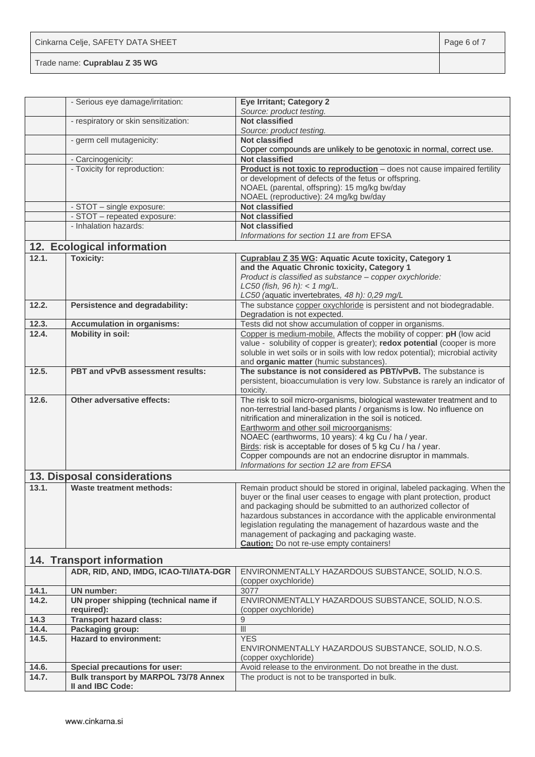| | | |
|---|---|---|
| | - Serious eye damage/irritation: | **Eye Irritant; Category 2**<br>*Source: product testing.* |
| | - respiratory or skin sensitization: | **Not classified**<br>*Source: product testing.* |
| | - germ cell mutagenicity: | **Not classified**<br>Copper compounds are unlikely to be genotoxic in normal, correct use. |
| | - Carcinogenicity: | **Not classified** |
| | - Toxicity for reproduction: | **Product is not toxic to reproduction** – does not cause impaired fertility or development of defects of the fetus or offspring.<br>NOAEL (parental, offspring): 15 mg/kg bw/day<br>NOAEL (reproductive): 24 mg/kg bw/day |
| | - STOT – single exposure: | **Not classified** |
| | - STOT – repeated exposure: | **Not classified** |
| | - Inhalation hazards: | **Not classified**<br>*Informations for section 11 are from* EFSA |

## 12. Ecological information

| | | |
|---|---|---|
| **12.1.** | **Toxicity:** | **Cuprablau Z 35 WG: Aquatic Acute toxicity, Category 1 and the Aquatic Chronic toxicity, Category 1**<br>*Product is classified as substance – copper oxychloride:*<br>*LC50 (fish, 96 h): < 1 mg/L.*<br>*LC50 (aquatic invertebrates, 48 h): 0,29 mg/L* |
| **12.2.** | **Persistence and degradability:** | The substance copper oxychloride is persistent and not biodegradable. Degradation is not expected. |
| **12.3.** | **Accumulation in organisms:** | Tests did not show accumulation of copper in organisms. |
| **12.4.** | **Mobility in soil:** | Copper is medium-mobile. Affects the mobility of copper: **pH** (low acid value - solubility of copper is greater); **redox potential** (cooper is more soluble in wet soils or in soils with low redox potential); microbial activity and **organic matter** (humic substances). |
| **12.5.** | **PBT and vPvB assessment results:** | **The substance is not considered as PBT/vPvB.** The substance is persistent, bioaccumulation is very low. Substance is rarely an indicator of toxicity. |
| **12.6.** | **Other adversative effects:** | The risk to soil micro-organisms, biological wastewater treatment and to non-terrestrial land-based plants / organisms is low. No influence on nitrification and mineralization in the soil is noticed.<br>Earthworm and other soil microorganisms:<br>NOAEC (earthworms, 10 years): 4 kg Cu / ha / year.<br>Birds: risk is acceptable for doses of 5 kg Cu / ha / year.<br>Copper compounds are not an endocrine disruptor in mammals.<br>*Informations for section 12 are from EFSA* |

## 13. Disposal considerations

| | | |
|---|---|---|
| **13.1.** | **Waste treatment methods:** | Remain product should be stored in original, labeled packaging. When the buyer or the final user ceases to engage with plant protection, product and packaging should be submitted to an authorized collector of hazardous substances in accordance with the applicable environmental legislation regulating the management of hazardous waste and the management of packaging and packaging waste.<br>**Caution:** Do not re-use empty containers! |

## 14. Transport information

| | | |
|---|---|---|
| | **ADR, RID, AND, IMDG, ICAO-TI/IATA-DGR** | ENVIRONMENTALLY HAZARDOUS SUBSTANCE, SOLID, N.O.S. (copper oxychloride) |
| **14.1.** | **UN number:** | 3077 |
| **14.2.** | **UN proper shipping (technical name if required):** | ENVIRONMENTALLY HAZARDOUS SUBSTANCE, SOLID, N.O.S. (copper oxychloride) |
| **14.3** | **Transport hazard class:** | 9 |
| **14.4.** | **Packaging group:** | III |
| **14.5.** | **Hazard to environment:** | YES<br>ENVIRONMENTALLY HAZARDOUS SUBSTANCE, SOLID, N.O.S. (copper oxychloride) |
| **14.6.** | **Special precautions for user:** | Avoid release to the environment. Do not breathe in the dust. |
| **14.7.** | **Bulk transport by MARPOL 73/78 Annex II and IBC Code:** | The product is not to be transported in bulk. |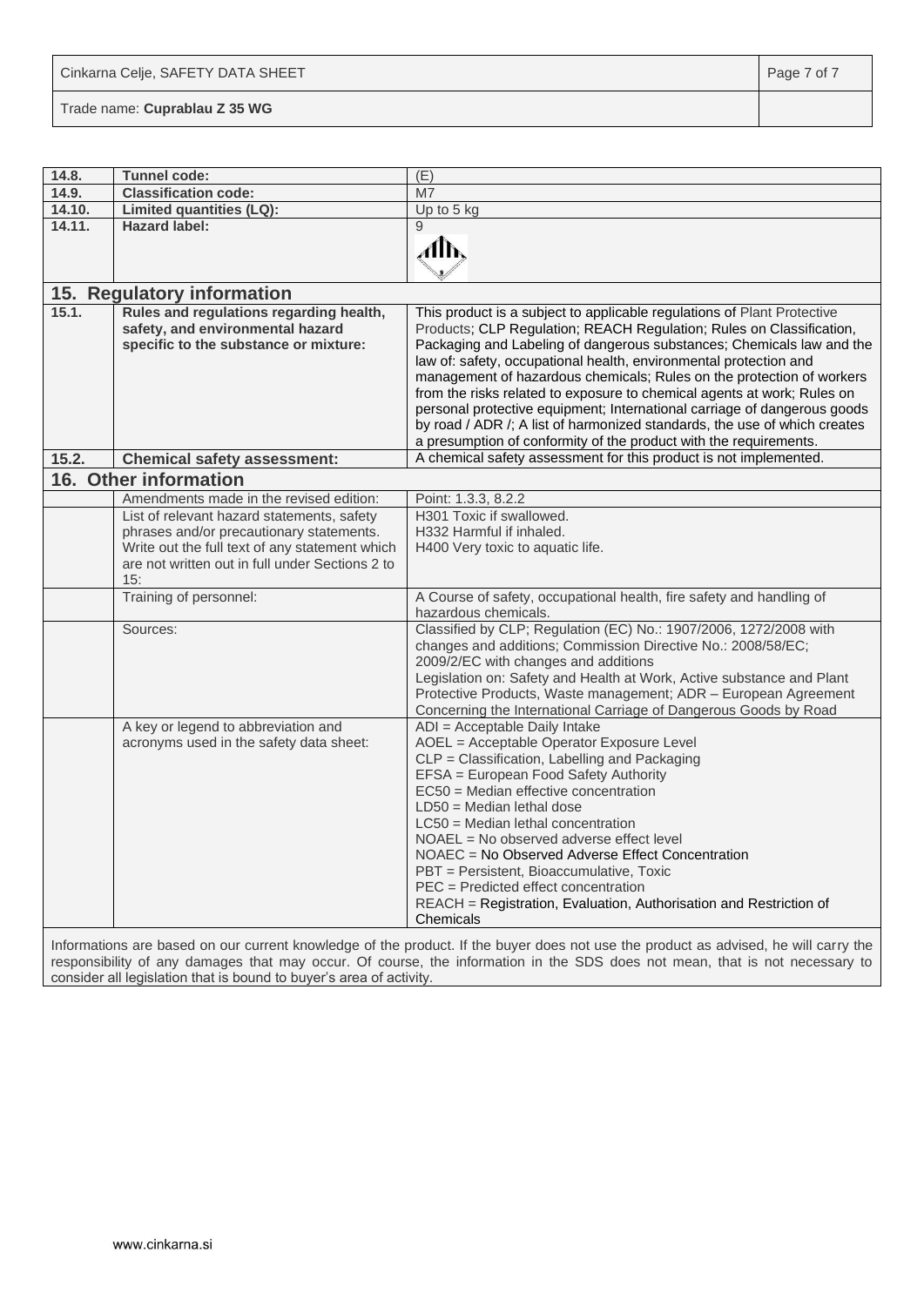| | | |
|---|---|---|
| 14.8. | **Tunnel code:** | (E) |
| 14.9. | **Classification code:** | M7 |
| 14.10. | **Limited quantities (LQ):** | Up to 5 kg |
| 14.11. | **Hazard label:** | 9 |

## 15. Regulatory information

| | | |
|---|---|---|
| 15.1. | **Rules and regulations regarding health, safety, and environmental hazard specific to the substance or mixture:** | This product is a subject to applicable regulations of Plant Protective Products; CLP Regulation; REACH Regulation; Rules on Classification, Packaging and Labeling of dangerous substances; Chemicals law and the law of: safety, occupational health, environmental protection and management of hazardous chemicals; Rules on the protection of workers from the risks related to exposure to chemical agents at work; Rules on personal protective equipment; International carriage of dangerous goods by road / ADR /; A list of harmonized standards, the use of which creates a presumption of conformity of the product with the requirements. |
| 15.2. | **Chemical safety assessment:** | A chemical safety assessment for this product is not implemented. |

## 16. Other information

| | | |
|---|---|---|
| | Amendments made in the revised edition: | Point: 1.3.3, 8.2.2 |
| | List of relevant hazard statements, safety phrases and/or precautionary statements. Write out the full text of any statement which are not written out in full under Sections 2 to 15: | H301 Toxic if swallowed.<br>H332 Harmful if inhaled.<br>H400 Very toxic to aquatic life. |
| | Training of personnel: | A Course of safety, occupational health, fire safety and handling of hazardous chemicals. |
| | Sources: | Classified by CLP; Regulation (EC) No.: 1907/2006, 1272/2008 with changes and additions; Commission Directive No.: 2008/58/EC; 2009/2/EC with changes and additions<br>Legislation on: Safety and Health at Work, Active substance and Plant Protective Products, Waste management; ADR – European Agreement Concerning the International Carriage of Dangerous Goods by Road |
| | A key or legend to abbreviation and acronyms used in the safety data sheet: | ADI = Acceptable Daily Intake<br>AOEL = Acceptable Operator Exposure Level<br>CLP = Classification, Labelling and Packaging<br>EFSA = European Food Safety Authority<br>EC50 = Median effective concentration<br>LD50 = Median lethal dose<br>LC50 = Median lethal concentration<br>NOAEL = No observed adverse effect level<br>NOAEC = No Observed Adverse Effect Concentration<br>PBT = Persistent, Bioaccumulative, Toxic<br>PEC = Predicted effect concentration<br>REACH = Registration, Evaluation, Authorisation and Restriction of Chemicals |

Informations are based on our current knowledge of the product. If the buyer does not use the product as advised, he will carry the responsibility of any damages that may occur. Of course, the information in the SDS does not mean, that is not necessary to consider all legislation that is bound to buyer's area of activity.

www.cinkarna.si